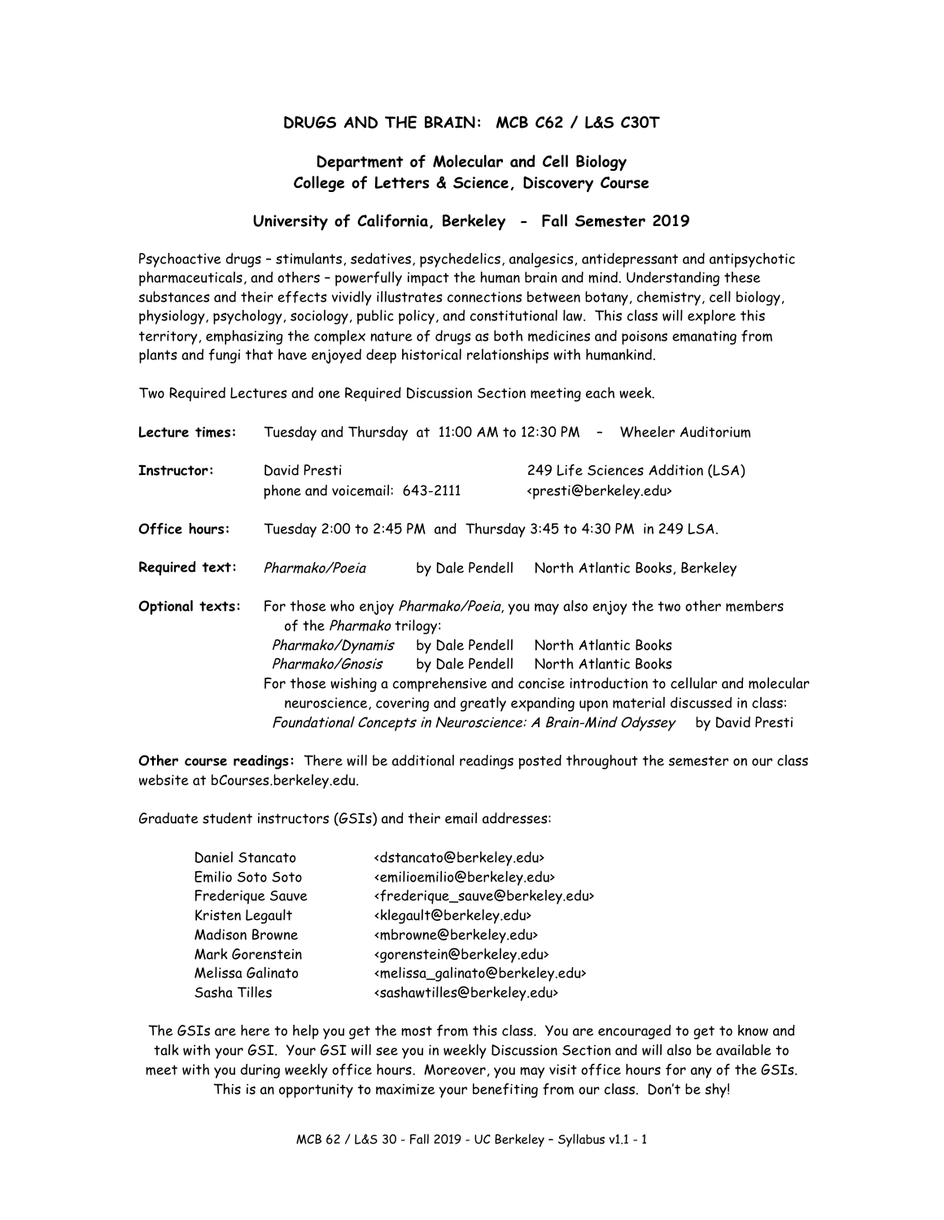# DRUGS AND THE BRAIN: MCB C62 / L&S C30T

## Department of Molecular and Cell Biology
## College of Letters & Science, Discovery Course

### University of California, Berkeley - Fall Semester 2019

Psychoactive drugs – stimulants, sedatives, psychedelics, analgesics, antidepressant and antipsychotic pharmaceuticals, and others – powerfully impact the human brain and mind. Understanding these substances and their effects vividly illustrates connections between botany, chemistry, cell biology, physiology, psychology, sociology, public policy, and constitutional law. This class will explore this territory, emphasizing the complex nature of drugs as both medicines and poisons emanating from plants and fungi that have enjoyed deep historical relationships with humankind.

Two Required Lectures and one Required Discussion Section meeting each week.

**Lecture times:** Tuesday and Thursday at 11:00 AM to 12:30 PM – Wheeler Auditorium

**Instructor:** David Presti, 249 Life Sciences Addition (LSA)
phone and voicemail: 643-2111, <presti@berkeley.edu>

**Office hours:** Tuesday 2:00 to 2:45 PM and Thursday 3:45 to 4:30 PM in 249 LSA.

**Required text:** *Pharmako/Poeia* by Dale Pendell North Atlantic Books, Berkeley

**Optional texts:** For those who enjoy *Pharmako/Poeia*, you may also enjoy the two other members of the *Pharmako* trilogy:

*Pharmako/Dynamis* by Dale Pendell North Atlantic Books
*Pharmako/Gnosis* by Dale Pendell North Atlantic Books

For those wishing a comprehensive and concise introduction to cellular and molecular neuroscience, covering and greatly expanding upon material discussed in class:

*Foundational Concepts in Neuroscience: A Brain-Mind Odyssey* by David Presti

**Other course readings:** There will be additional readings posted throughout the semester on our class website at bCourses.berkeley.edu.

Graduate student instructors (GSIs) and their email addresses:

| Name | Email |
|---|---|
| Daniel Stancato | <dstancato@berkeley.edu> |
| Emilio Soto Soto | <emilioemilio@berkeley.edu> |
| Frederique Sauve | <frederique_sauve@berkeley.edu> |
| Kristen Legault | <klegault@berkeley.edu> |
| Madison Browne | <mbrowne@berkeley.edu> |
| Mark Gorenstein | <gorenstein@berkeley.edu> |
| Melissa Galinato | <melissa_galinato@berkeley.edu> |
| Sasha Tilles | <sashawtilles@berkeley.edu> |

The GSIs are here to help you get the most from this class. You are encouraged to get to know and talk with your GSI. Your GSI will see you in weekly Discussion Section and will also be available to meet with you during weekly office hours. Moreover, you may visit office hours for any of the GSIs. This is an opportunity to maximize your benefiting from our class. Don't be shy!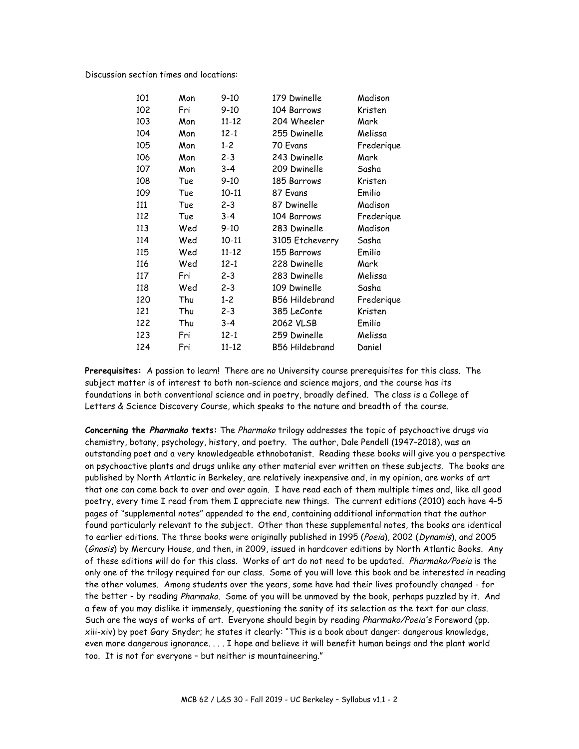Discussion section times and locations:

| Section | Day | Time | Location | Instructor |
|---|---|---|---|---|
| 101 | Mon | 9-10 | 179 Dwinelle | Madison |
| 102 | Fri | 9-10 | 104 Barrows | Kristen |
| 103 | Mon | 11-12 | 204 Wheeler | Mark |
| 104 | Mon | 12-1 | 255 Dwinelle | Melissa |
| 105 | Mon | 1-2 | 70 Evans | Frederique |
| 106 | Mon | 2-3 | 243 Dwinelle | Mark |
| 107 | Mon | 3-4 | 209 Dwinelle | Sasha |
| 108 | Tue | 9-10 | 185 Barrows | Kristen |
| 109 | Tue | 10-11 | 87 Evans | Emilio |
| 111 | Tue | 2-3 | 87 Dwinelle | Madison |
| 112 | Tue | 3-4 | 104 Barrows | Frederique |
| 113 | Wed | 9-10 | 283 Dwinelle | Madison |
| 114 | Wed | 10-11 | 3105 Etcheverry | Sasha |
| 115 | Wed | 11-12 | 155 Barrows | Emilio |
| 116 | Wed | 12-1 | 228 Dwinelle | Mark |
| 117 | Fri | 2-3 | 283 Dwinelle | Melissa |
| 118 | Wed | 2-3 | 109 Dwinelle | Sasha |
| 120 | Thu | 1-2 | B56 Hildebrand | Frederique |
| 121 | Thu | 2-3 | 385 LeConte | Kristen |
| 122 | Thu | 3-4 | 2062 VLSB | Emilio |
| 123 | Fri | 12-1 | 259 Dwinelle | Melissa |
| 124 | Fri | 11-12 | B56 Hildebrand | Daniel |

**Prerequisites:** A passion to learn! There are no University course prerequisites for this class. The subject matter is of interest to both non-science and science majors, and the course has its foundations in both conventional science and in poetry, broadly defined. The class is a College of Letters & Science Discovery Course, which speaks to the nature and breadth of the course.

**Concerning the *Pharmako* texts:** The *Pharmako* trilogy addresses the topic of psychoactive drugs via chemistry, botany, psychology, history, and poetry. The author, Dale Pendell (1947-2018), was an outstanding poet and a very knowledgeable ethnobotanist. Reading these books will give you a perspective on psychoactive plants and drugs unlike any other material ever written on these subjects. The books are published by North Atlantic in Berkeley, are relatively inexpensive and, in my opinion, are works of art that one can come back to over and over again. I have read each of them multiple times and, like all good poetry, every time I read from them I appreciate new things. The current editions (2010) each have 4-5 pages of "supplemental notes" appended to the end, containing additional information that the author found particularly relevant to the subject. Other than these supplemental notes, the books are identical to earlier editions. The three books were originally published in 1995 (*Poeia*), 2002 (*Dynamis*), and 2005 (*Gnosis*) by Mercury House, and then, in 2009, issued in hardcover editions by North Atlantic Books. Any of these editions will do for this class. Works of art do not need to be updated. *Pharmako/Poeia* is the only one of the trilogy required for our class. Some of you will love this book and be interested in reading the other volumes. Among students over the years, some have had their lives profoundly changed - for the better - by reading *Pharmako*. Some of you will be unmoved by the book, perhaps puzzled by it. And a few of you may dislike it immensely, questioning the sanity of its selection as the text for our class. Such are the ways of works of art. Everyone should begin by reading *Pharmako/Poeia*'s Foreword (pp. xiii-xiv) by poet Gary Snyder; he states it clearly: "This is a book about danger: dangerous knowledge, even more dangerous ignorance. . . . I hope and believe it will benefit human beings and the plant world too. It is not for everyone – but neither is mountaineering."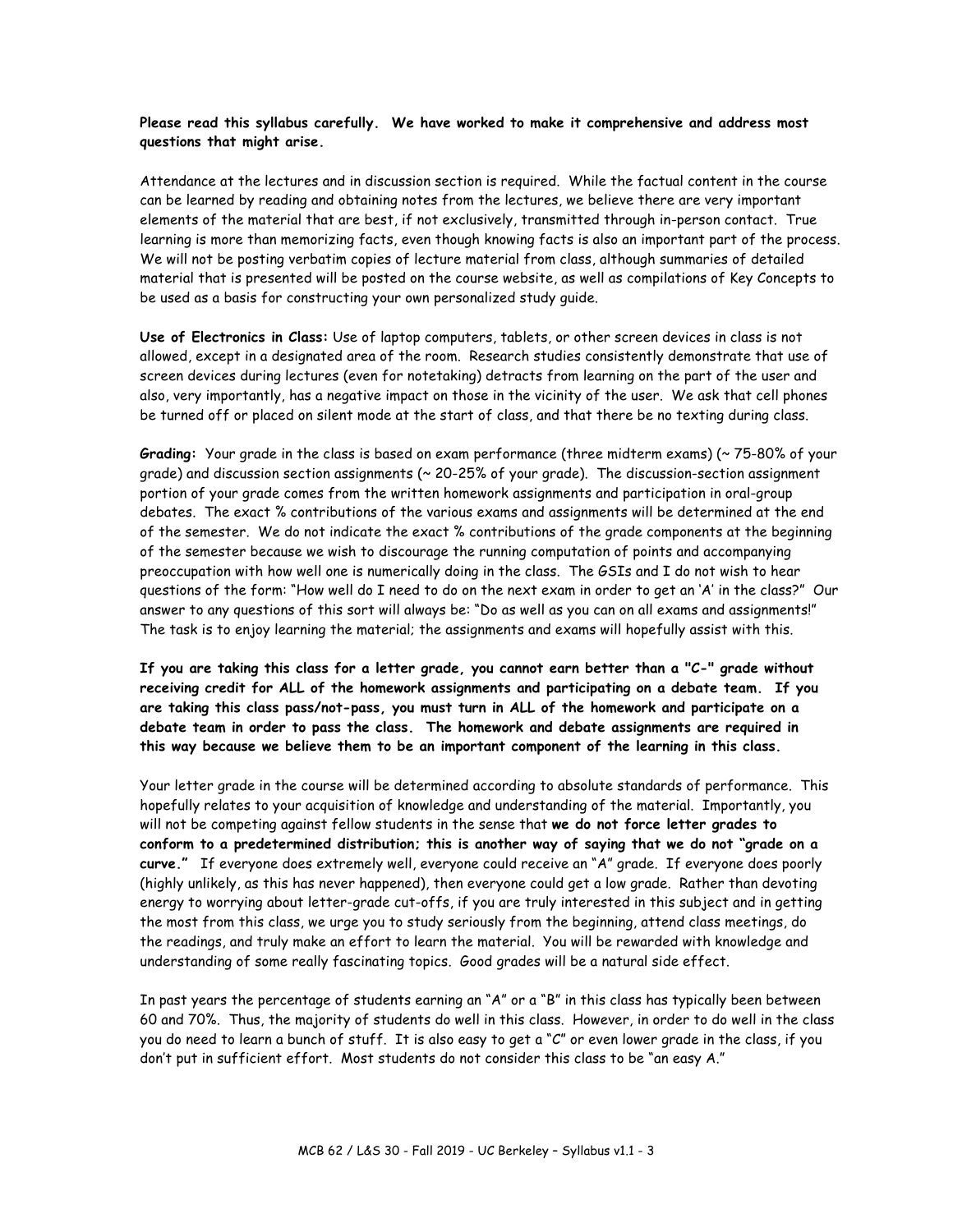**Please read this syllabus carefully. We have worked to make it comprehensive and address most questions that might arise.**

Attendance at the lectures and in discussion section is required. While the factual content in the course can be learned by reading and obtaining notes from the lectures, we believe there are very important elements of the material that are best, if not exclusively, transmitted through in-person contact. True learning is more than memorizing facts, even though knowing facts is also an important part of the process. We will not be posting verbatim copies of lecture material from class, although summaries of detailed material that is presented will be posted on the course website, as well as compilations of Key Concepts to be used as a basis for constructing your own personalized study guide.

**Use of Electronics in Class:** Use of laptop computers, tablets, or other screen devices in class is not allowed, except in a designated area of the room. Research studies consistently demonstrate that use of screen devices during lectures (even for notetaking) detracts from learning on the part of the user and also, very importantly, has a negative impact on those in the vicinity of the user. We ask that cell phones be turned off or placed on silent mode at the start of class, and that there be no texting during class.

**Grading:** Your grade in the class is based on exam performance (three midterm exams) (~ 75-80% of your grade) and discussion section assignments (~ 20-25% of your grade). The discussion-section assignment portion of your grade comes from the written homework assignments and participation in oral-group debates. The exact % contributions of the various exams and assignments will be determined at the end of the semester. We do not indicate the exact % contributions of the grade components at the beginning of the semester because we wish to discourage the running computation of points and accompanying preoccupation with how well one is numerically doing in the class. The GSIs and I do not wish to hear questions of the form: "How well do I need to do on the next exam in order to get an 'A' in the class?" Our answer to any questions of this sort will always be: "Do as well as you can on all exams and assignments!" The task is to enjoy learning the material; the assignments and exams will hopefully assist with this.

**If you are taking this class for a letter grade, you cannot earn better than a "C-" grade without receiving credit for ALL of the homework assignments and participating on a debate team. If you are taking this class pass/not-pass, you must turn in ALL of the homework and participate on a debate team in order to pass the class. The homework and debate assignments are required in this way because we believe them to be an important component of the learning in this class.**

Your letter grade in the course will be determined according to absolute standards of performance. This hopefully relates to your acquisition of knowledge and understanding of the material. Importantly, you will not be competing against fellow students in the sense that **we do not force letter grades to conform to a predetermined distribution; this is another way of saying that we do not "grade on a curve."** If everyone does extremely well, everyone could receive an "A" grade. If everyone does poorly (highly unlikely, as this has never happened), then everyone could get a low grade. Rather than devoting energy to worrying about letter-grade cut-offs, if you are truly interested in this subject and in getting the most from this class, we urge you to study seriously from the beginning, attend class meetings, do the readings, and truly make an effort to learn the material. You will be rewarded with knowledge and understanding of some really fascinating topics. Good grades will be a natural side effect.

In past years the percentage of students earning an "A" or a "B" in this class has typically been between 60 and 70%. Thus, the majority of students do well in this class. However, in order to do well in the class you do need to learn a bunch of stuff. It is also easy to get a "C" or even lower grade in the class, if you don't put in sufficient effort. Most students do not consider this class to be "an easy A."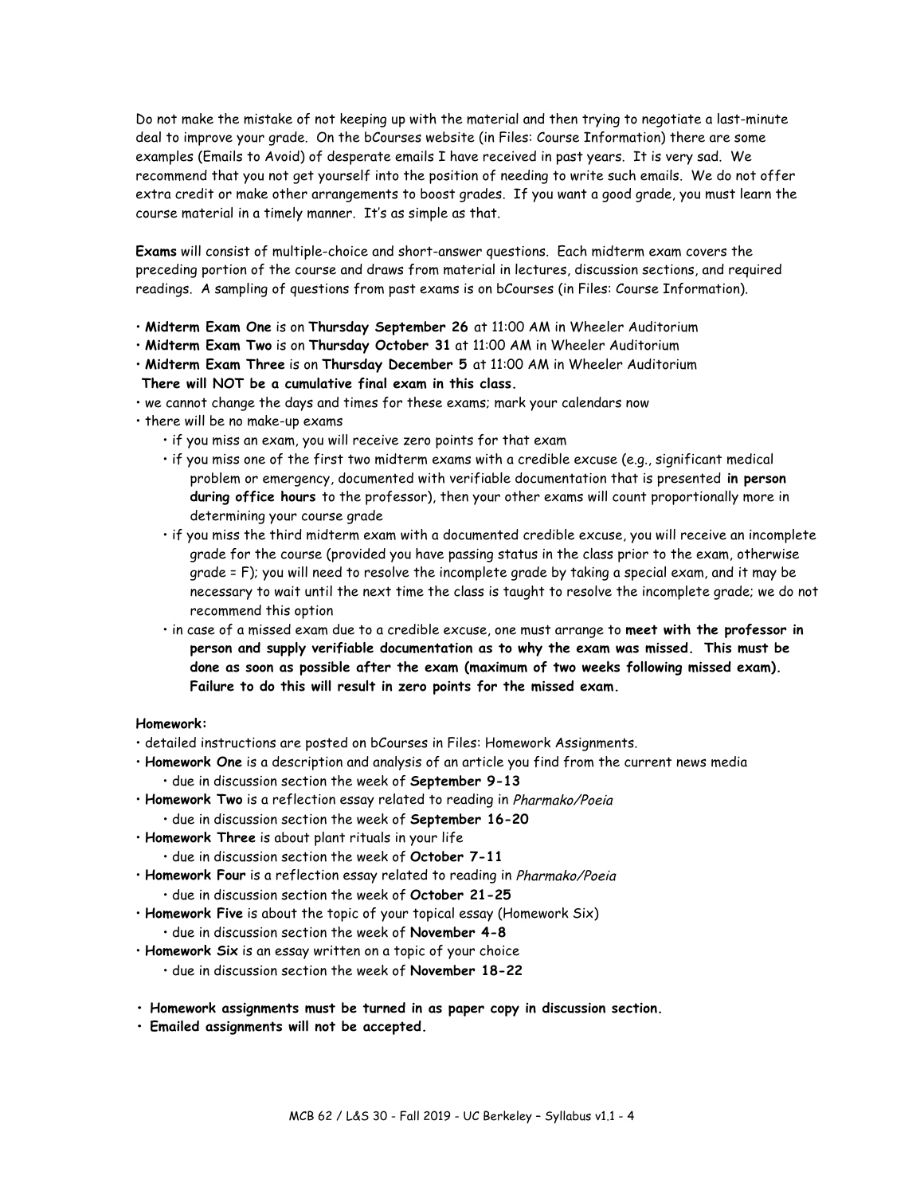Do not make the mistake of not keeping up with the material and then trying to negotiate a last-minute deal to improve your grade. On the bCourses website (in Files: Course Information) there are some examples (Emails to Avoid) of desperate emails I have received in past years. It is very sad. We recommend that you not get yourself into the position of needing to write such emails. We do not offer extra credit or make other arrangements to boost grades. If you want a good grade, you must learn the course material in a timely manner. It's as simple as that.

**Exams** will consist of multiple-choice and short-answer questions. Each midterm exam covers the preceding portion of the course and draws from material in lectures, discussion sections, and required readings. A sampling of questions from past exams is on bCourses (in Files: Course Information).

- **Midterm Exam One** is on **Thursday September 26** at 11:00 AM in Wheeler Auditorium
- **Midterm Exam Two** is on **Thursday October 31** at 11:00 AM in Wheeler Auditorium
- **Midterm Exam Three** is on **Thursday December 5** at 11:00 AM in Wheeler Auditorium

**There will NOT be a cumulative final exam in this class.**

- we cannot change the days and times for these exams; mark your calendars now
- there will be no make-up exams
  - if you miss an exam, you will receive zero points for that exam
  - if you miss one of the first two midterm exams with a credible excuse (e.g., significant medical problem or emergency, documented with verifiable documentation that is presented **in person during office hours** to the professor), then your other exams will count proportionally more in determining your course grade
  - if you miss the third midterm exam with a documented credible excuse, you will receive an incomplete grade for the course (provided you have passing status in the class prior to the exam, otherwise grade = F); you will need to resolve the incomplete grade by taking a special exam, and it may be necessary to wait until the next time the class is taught to resolve the incomplete grade; we do not recommend this option
  - in case of a missed exam due to a credible excuse, one must arrange to **meet with the professor in person and supply verifiable documentation as to why the exam was missed. This must be done as soon as possible after the exam (maximum of two weeks following missed exam). Failure to do this will result in zero points for the missed exam.**

**Homework:**

- detailed instructions are posted on bCourses in Files: Homework Assignments.
- **Homework One** is a description and analysis of an article you find from the current news media
  - due in discussion section the week of **September 9-13**
- **Homework Two** is a reflection essay related to reading in *Pharmako/Poeia*
  - due in discussion section the week of **September 16-20**
- **Homework Three** is about plant rituals in your life
  - due in discussion section the week of **October 7-11**
- **Homework Four** is a reflection essay related to reading in *Pharmako/Poeia*
  - due in discussion section the week of **October 21-25**
- **Homework Five** is about the topic of your topical essay (Homework Six)
  - due in discussion section the week of **November 4-8**
- **Homework Six** is an essay written on a topic of your choice
  - due in discussion section the week of **November 18-22**

- **Homework assignments must be turned in as paper copy in discussion section.**
- **Emailed assignments will not be accepted.**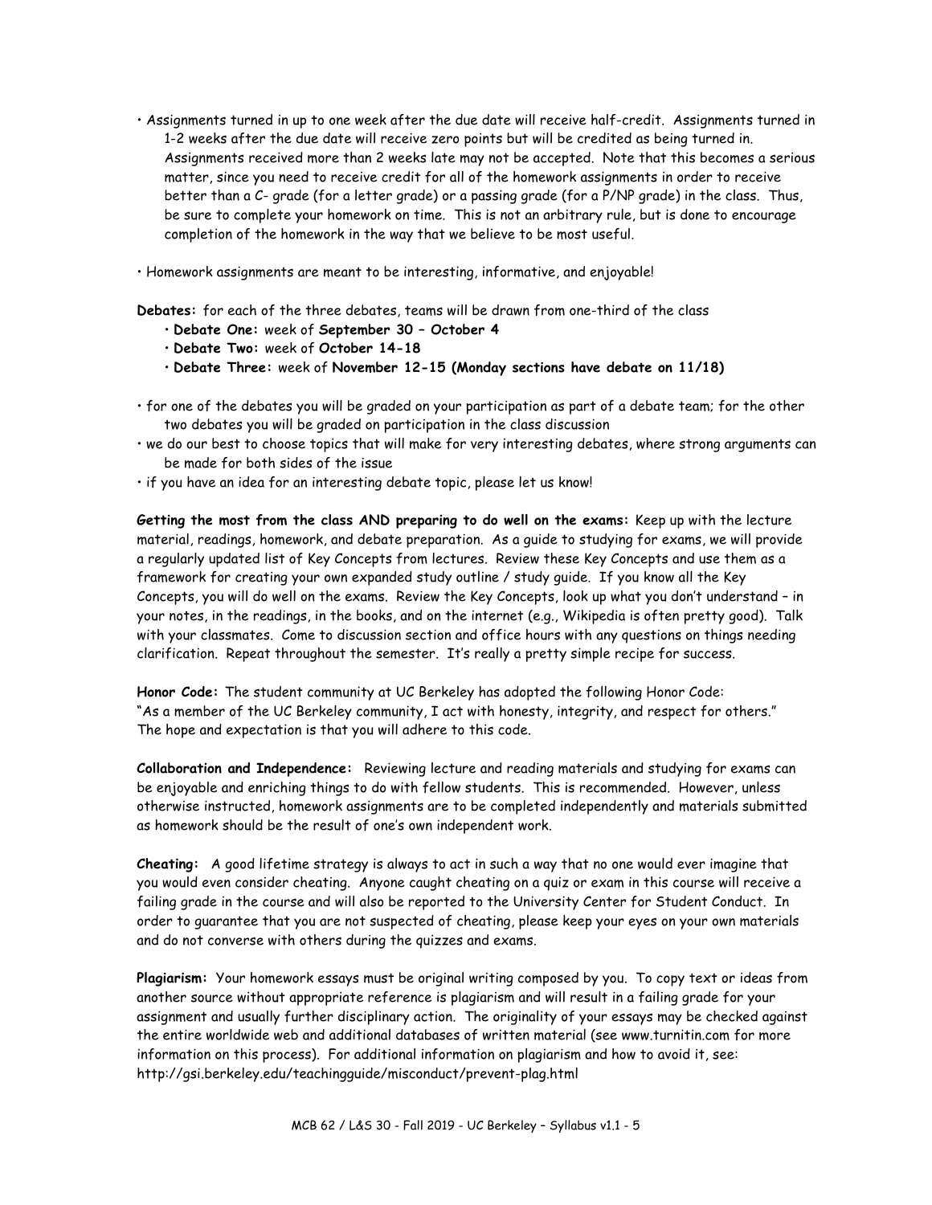- Assignments turned in up to one week after the due date will receive half-credit. Assignments turned in 1-2 weeks after the due date will receive zero points but will be credited as being turned in. Assignments received more than 2 weeks late may not be accepted. Note that this becomes a serious matter, since you need to receive credit for all of the homework assignments in order to receive better than a C- grade (for a letter grade) or a passing grade (for a P/NP grade) in the class. Thus, be sure to complete your homework on time. This is not an arbitrary rule, but is done to encourage completion of the homework in the way that we believe to be most useful.

- Homework assignments are meant to be interesting, informative, and enjoyable!

**Debates:** for each of the three debates, teams will be drawn from one-third of the class

- **Debate One:** week of **September 30 – October 4**
- **Debate Two:** week of **October 14-18**
- **Debate Three:** week of **November 12-15 (Monday sections have debate on 11/18)**

- for one of the debates you will be graded on your participation as part of a debate team; for the other two debates you will be graded on participation in the class discussion
- we do our best to choose topics that will make for very interesting debates, where strong arguments can be made for both sides of the issue
- if you have an idea for an interesting debate topic, please let us know!

**Getting the most from the class AND preparing to do well on the exams:** Keep up with the lecture material, readings, homework, and debate preparation. As a guide to studying for exams, we will provide a regularly updated list of Key Concepts from lectures. Review these Key Concepts and use them as a framework for creating your own expanded study outline / study guide. If you know all the Key Concepts, you will do well on the exams. Review the Key Concepts, look up what you don't understand – in your notes, in the readings, in the books, and on the internet (e.g., Wikipedia is often pretty good). Talk with your classmates. Come to discussion section and office hours with any questions on things needing clarification. Repeat throughout the semester. It's really a pretty simple recipe for success.

**Honor Code:** The student community at UC Berkeley has adopted the following Honor Code: "As a member of the UC Berkeley community, I act with honesty, integrity, and respect for others." The hope and expectation is that you will adhere to this code.

**Collaboration and Independence:** Reviewing lecture and reading materials and studying for exams can be enjoyable and enriching things to do with fellow students. This is recommended. However, unless otherwise instructed, homework assignments are to be completed independently and materials submitted as homework should be the result of one's own independent work.

**Cheating:** A good lifetime strategy is always to act in such a way that no one would ever imagine that you would even consider cheating. Anyone caught cheating on a quiz or exam in this course will receive a failing grade in the course and will also be reported to the University Center for Student Conduct. In order to guarantee that you are not suspected of cheating, please keep your eyes on your own materials and do not converse with others during the quizzes and exams.

**Plagiarism:** Your homework essays must be original writing composed by you. To copy text or ideas from another source without appropriate reference is plagiarism and will result in a failing grade for your assignment and usually further disciplinary action. The originality of your essays may be checked against the entire worldwide web and additional databases of written material (see www.turnitin.com for more information on this process). For additional information on plagiarism and how to avoid it, see: http://gsi.berkeley.edu/teachingguide/misconduct/prevent-plag.html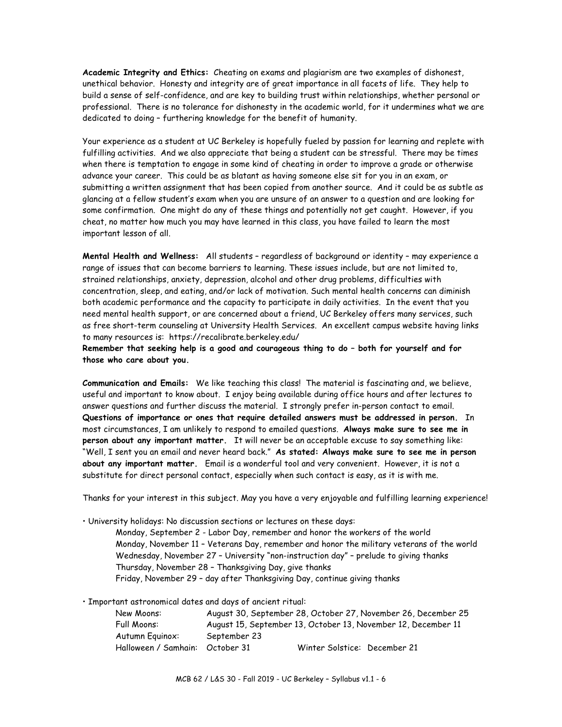**Academic Integrity and Ethics:** Cheating on exams and plagiarism are two examples of dishonest, unethical behavior. Honesty and integrity are of great importance in all facets of life. They help to build a sense of self-confidence, and are key to building trust within relationships, whether personal or professional. There is no tolerance for dishonesty in the academic world, for it undermines what we are dedicated to doing – furthering knowledge for the benefit of humanity.

Your experience as a student at UC Berkeley is hopefully fueled by passion for learning and replete with fulfilling activities. And we also appreciate that being a student can be stressful. There may be times when there is temptation to engage in some kind of cheating in order to improve a grade or otherwise advance your career. This could be as blatant as having someone else sit for you in an exam, or submitting a written assignment that has been copied from another source. And it could be as subtle as glancing at a fellow student's exam when you are unsure of an answer to a question and are looking for some confirmation. One might do any of these things and potentially not get caught. However, if you cheat, no matter how much you may have learned in this class, you have failed to learn the most important lesson of all.

**Mental Health and Wellness:** All students – regardless of background or identity – may experience a range of issues that can become barriers to learning. These issues include, but are not limited to, strained relationships, anxiety, depression, alcohol and other drug problems, difficulties with concentration, sleep, and eating, and/or lack of motivation. Such mental health concerns can diminish both academic performance and the capacity to participate in daily activities. In the event that you need mental health support, or are concerned about a friend, UC Berkeley offers many services, such as free short-term counseling at University Health Services. An excellent campus website having links to many resources is: https://recalibrate.berkeley.edu/

**Remember that seeking help is a good and courageous thing to do – both for yourself and for those who care about you.**

**Communication and Emails:** We like teaching this class! The material is fascinating and, we believe, useful and important to know about. I enjoy being available during office hours and after lectures to answer questions and further discuss the material. I strongly prefer in-person contact to email. **Questions of importance or ones that require detailed answers must be addressed in person.** In most circumstances, I am unlikely to respond to emailed questions. **Always make sure to see me in person about any important matter.** It will never be an acceptable excuse to say something like: "Well, I sent you an email and never heard back." **As stated: Always make sure to see me in person about any important matter.** Email is a wonderful tool and very convenient. However, it is not a substitute for direct personal contact, especially when such contact is easy, as it is with me.

Thanks for your interest in this subject. May you have a very enjoyable and fulfilling learning experience!

- University holidays: No discussion sections or lectures on these days:
  - Monday, September 2 - Labor Day, remember and honor the workers of the world
  - Monday, November 11 – Veterans Day, remember and honor the military veterans of the world
  - Wednesday, November 27 – University "non-instruction day" – prelude to giving thanks
  - Thursday, November 28 – Thanksgiving Day, give thanks
  - Friday, November 29 – day after Thanksgiving Day, continue giving thanks

- Important astronomical dates and days of ancient ritual:
  - New Moons: August 30, September 28, October 27, November 26, December 25
  - Full Moons: August 15, September 13, October 13, November 12, December 11
  - Autumn Equinox: September 23
  - Halloween / Samhain: October 31
  - Winter Solstice: December 21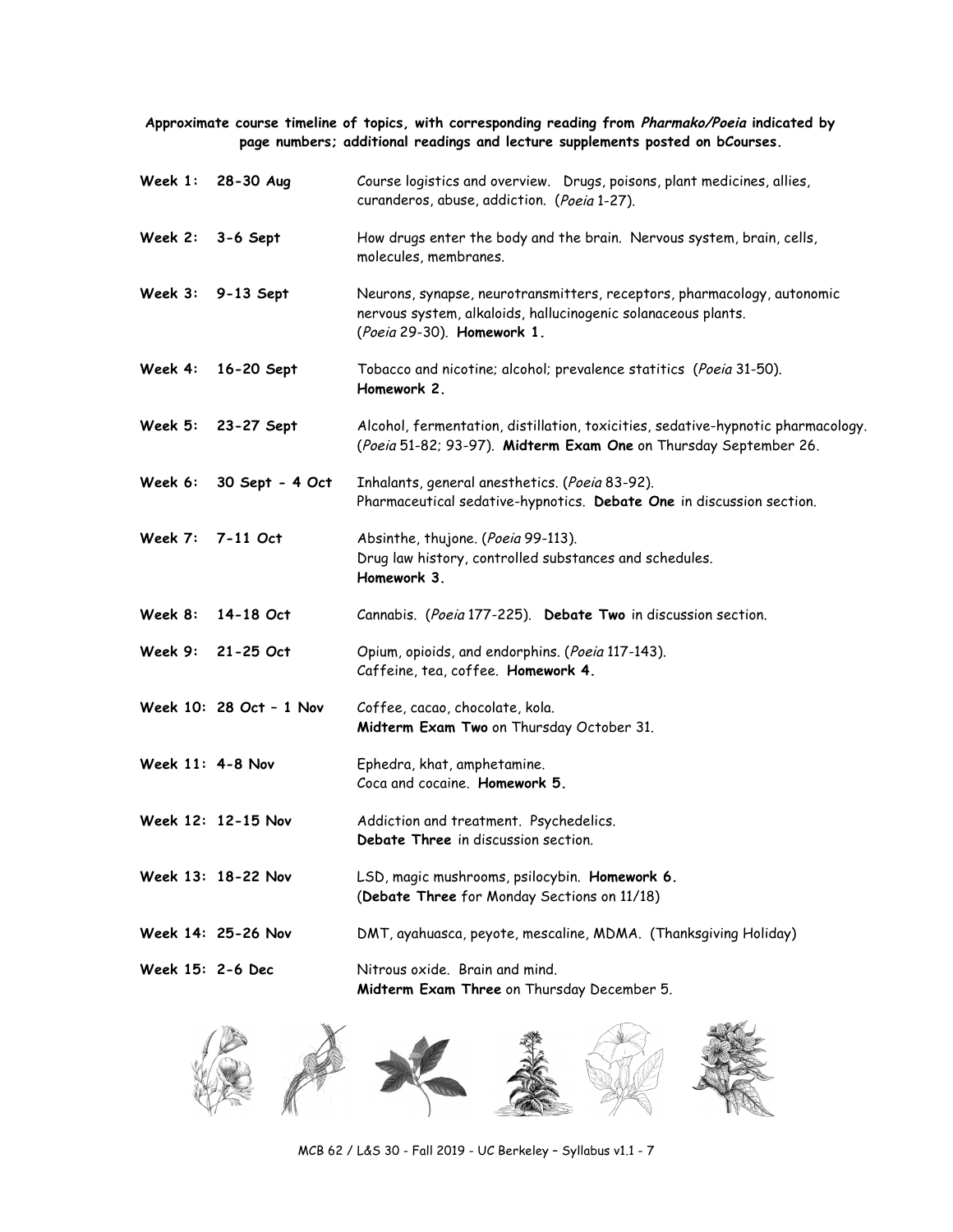**Approximate course timeline of topics, with corresponding reading from *Pharmako/Poeia* indicated by page numbers; additional readings and lecture supplements posted on bCourses.**

| | | |
|---|---|---|
| **Week 1:** | **28-30 Aug** | Course logistics and overview. Drugs, poisons, plant medicines, allies, curanderos, abuse, addiction. (*Poeia* 1-27). |
| **Week 2:** | **3-6 Sept** | How drugs enter the body and the brain. Nervous system, brain, cells, molecules, membranes. |
| **Week 3:** | **9-13 Sept** | Neurons, synapse, neurotransmitters, receptors, pharmacology, autonomic nervous system, alkaloids, hallucinogenic solanaceous plants. (*Poeia* 29-30). **Homework 1.** |
| **Week 4:** | **16-20 Sept** | Tobacco and nicotine; alcohol; prevalence statitics (*Poeia* 31-50). **Homework 2.** |
| **Week 5:** | **23-27 Sept** | Alcohol, fermentation, distillation, toxicities, sedative-hypnotic pharmacology. (*Poeia* 51-82; 93-97). **Midterm Exam One** on Thursday September 26. |
| **Week 6:** | **30 Sept - 4 Oct** | Inhalants, general anesthetics. (*Poeia* 83-92). Pharmaceutical sedative-hypnotics. **Debate One** in discussion section. |
| **Week 7:** | **7-11 Oct** | Absinthe, thujone. (*Poeia* 99-113). Drug law history, controlled substances and schedules. **Homework 3.** |
| **Week 8:** | **14-18 Oct** | Cannabis. (*Poeia* 177-225). **Debate Two** in discussion section. |
| **Week 9:** | **21-25 Oct** | Opium, opioids, and endorphins. (*Poeia* 117-143). Caffeine, tea, coffee. **Homework 4.** |
| **Week 10:** | **28 Oct – 1 Nov** | Coffee, cacao, chocolate, kola. **Midterm Exam Two** on Thursday October 31. |
| **Week 11:** | **4-8 Nov** | Ephedra, khat, amphetamine. Coca and cocaine. **Homework 5.** |
| **Week 12:** | **12-15 Nov** | Addiction and treatment. Psychedelics. **Debate Three** in discussion section. |
| **Week 13:** | **18-22 Nov** | LSD, magic mushrooms, psilocybin. **Homework 6.** (**Debate Three** for Monday Sections on 11/18) |
| **Week 14:** | **25-26 Nov** | DMT, ayahuasca, peyote, mescaline, MDMA. (Thanksgiving Holiday) |
| **Week 15:** | **2-6 Dec** | Nitrous oxide. Brain and mind. **Midterm Exam Three** on Thursday December 5. |